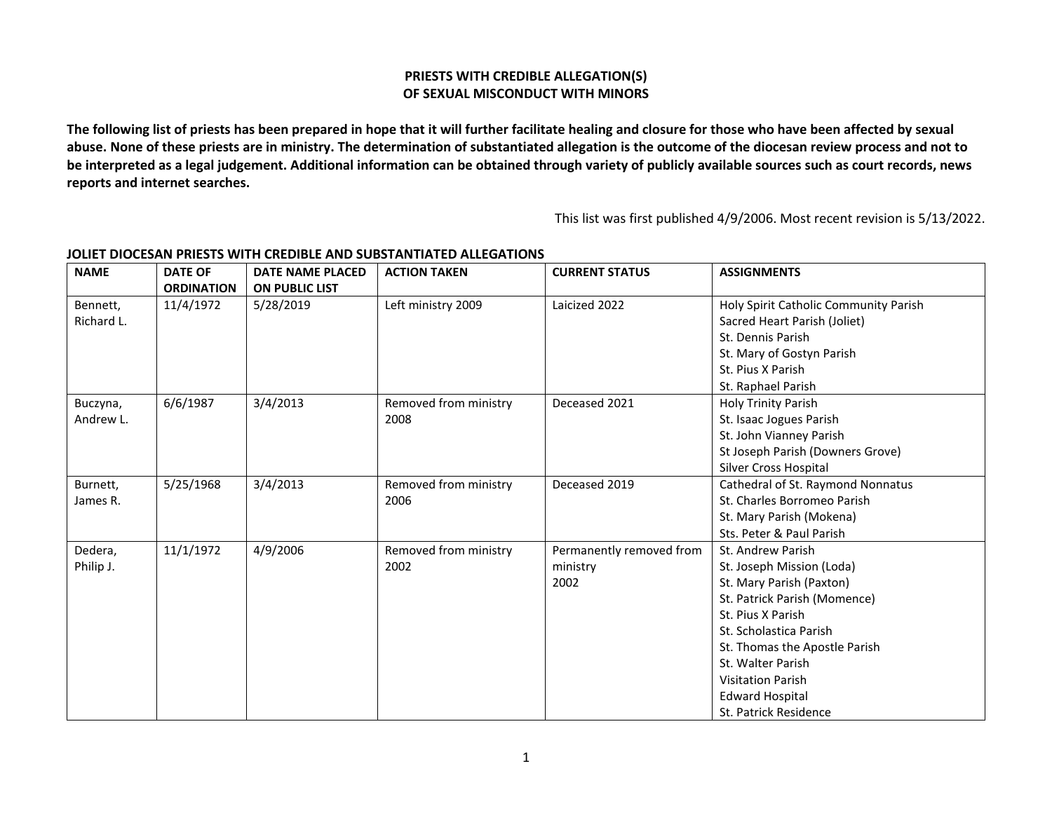# PRIESTS WITH CREDIBLE ALLEGATION(S) OF SEXUAL MISCONDUCT WITH MINORS

**The following list of priests has been prepared in hope that it will further facilitate healing and closure for those who have been affected by sexual abuse. None of these priests are in ministry. The determination of substantiated allegation is the outcome of the diocesan review process and not to be interpreted as a legal judgement. Additional information can be obtained through variety of publicly available sources such as court records, news reports and internet searches.**

This list was first published 4/9/2006. Most recent revision is 5/13/2022.

## JOLIET DIOCESAN PRIESTS WITH CREDIBLE AND SUBSTANTIATED ALLEGATIONS

| NAME | DATE OF ORDINATION | DATE NAME PLACED ON PUBLIC LIST | ACTION TAKEN | CURRENT STATUS | ASSIGNMENTS |
|---|---|---|---|---|---|
| Bennett, Richard L. | 11/4/1972 | 5/28/2019 | Left ministry 2009 | Laicized 2022 | Holy Spirit Catholic Community Parish<br>Sacred Heart Parish (Joliet)<br>St. Dennis Parish<br>St. Mary of Gostyn Parish<br>St. Pius X Parish<br>St. Raphael Parish |
| Buczyna, Andrew L. | 6/6/1987 | 3/4/2013 | Removed from ministry 2008 | Deceased 2021 | Holy Trinity Parish<br>St. Isaac Jogues Parish<br>St. John Vianney Parish<br>St Joseph Parish (Downers Grove)<br>Silver Cross Hospital |
| Burnett, James R. | 5/25/1968 | 3/4/2013 | Removed from ministry 2006 | Deceased 2019 | Cathedral of St. Raymond Nonnatus<br>St. Charles Borromeo Parish<br>St. Mary Parish (Mokena)<br>Sts. Peter & Paul Parish |
| Dedera, Philip J. | 11/1/1972 | 4/9/2006 | Removed from ministry 2002 | Permanently removed from ministry 2002 | St. Andrew Parish<br>St. Joseph Mission (Loda)<br>St. Mary Parish (Paxton)<br>St. Patrick Parish (Momence)<br>St. Pius X Parish<br>St. Scholastica Parish<br>St. Thomas the Apostle Parish<br>St. Walter Parish<br>Visitation Parish<br>Edward Hospital<br>St. Patrick Residence |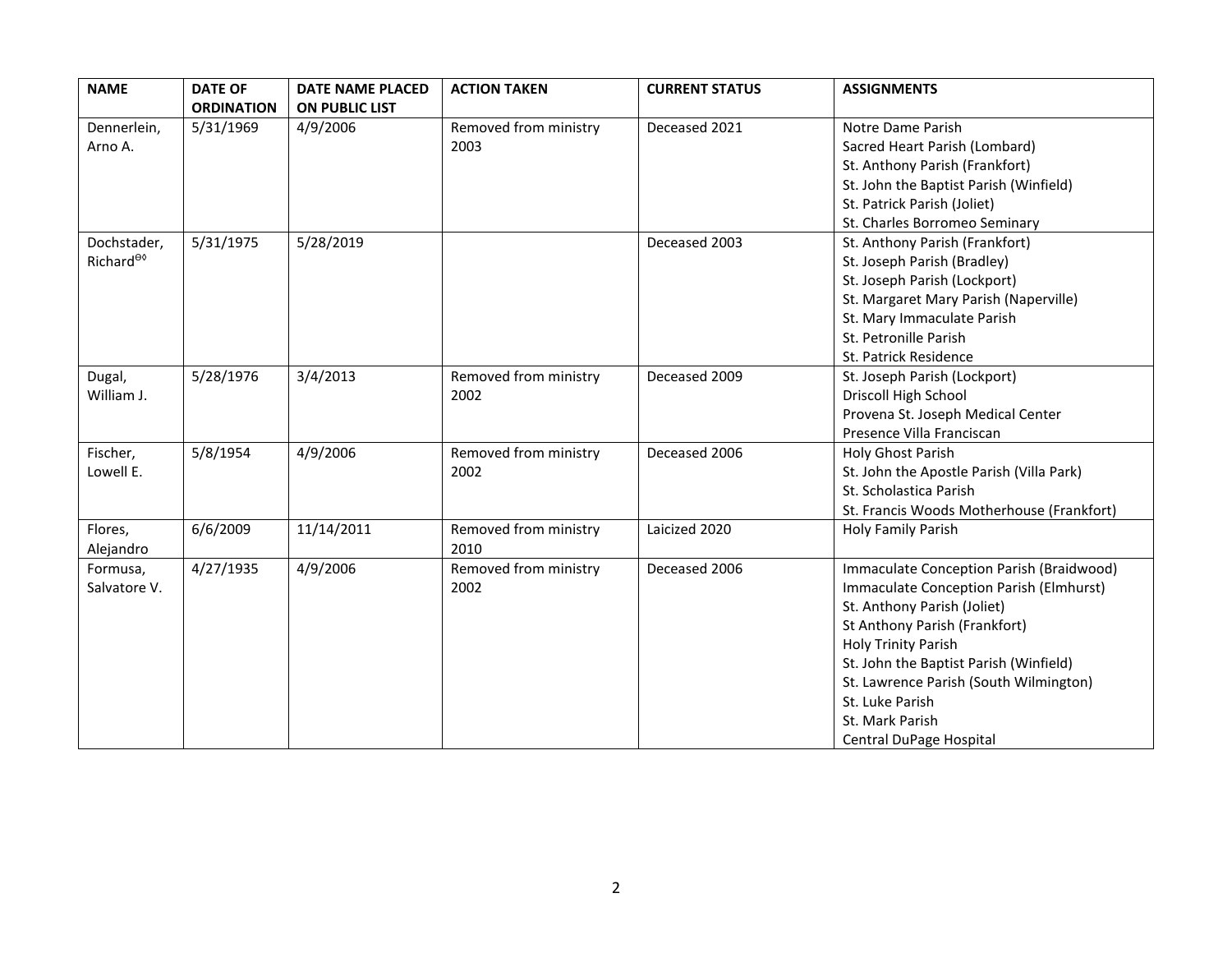| NAME | DATE OF ORDINATION | DATE NAME PLACED ON PUBLIC LIST | ACTION TAKEN | CURRENT STATUS | ASSIGNMENTS |
|---|---|---|---|---|---|
| Dennerlein, Arno A. | 5/31/1969 | 4/9/2006 | Removed from ministry 2003 | Deceased 2021 | Notre Dame Parish<br>Sacred Heart Parish (Lombard)<br>St. Anthony Parish (Frankfort)<br>St. John the Baptist Parish (Winfield)<br>St. Patrick Parish (Joliet)<br>St. Charles Borromeo Seminary |
| Dochstader, Richard[⊖◊] | 5/31/1975 | 5/28/2019 | | Deceased 2003 | St. Anthony Parish (Frankfort)<br>St. Joseph Parish (Bradley)<br>St. Joseph Parish (Lockport)<br>St. Margaret Mary Parish (Naperville)<br>St. Mary Immaculate Parish<br>St. Petronille Parish<br>St. Patrick Residence |
| Dugal, William J. | 5/28/1976 | 3/4/2013 | Removed from ministry 2002 | Deceased 2009 | St. Joseph Parish (Lockport)<br>Driscoll High School<br>Provena St. Joseph Medical Center<br>Presence Villa Franciscan |
| Fischer, Lowell E. | 5/8/1954 | 4/9/2006 | Removed from ministry 2002 | Deceased 2006 | Holy Ghost Parish<br>St. John the Apostle Parish (Villa Park)<br>St. Scholastica Parish<br>St. Francis Woods Motherhouse (Frankfort) |
| Flores, Alejandro | 6/6/2009 | 11/14/2011 | Removed from ministry 2010 | Laicized 2020 | Holy Family Parish |
| Formusa, Salvatore V. | 4/27/1935 | 4/9/2006 | Removed from ministry 2002 | Deceased 2006 | Immaculate Conception Parish (Braidwood)<br>Immaculate Conception Parish (Elmhurst)<br>St. Anthony Parish (Joliet)<br>St Anthony Parish (Frankfort)<br>Holy Trinity Parish<br>St. John the Baptist Parish (Winfield)<br>St. Lawrence Parish (South Wilmington)<br>St. Luke Parish<br>St. Mark Parish<br>Central DuPage Hospital |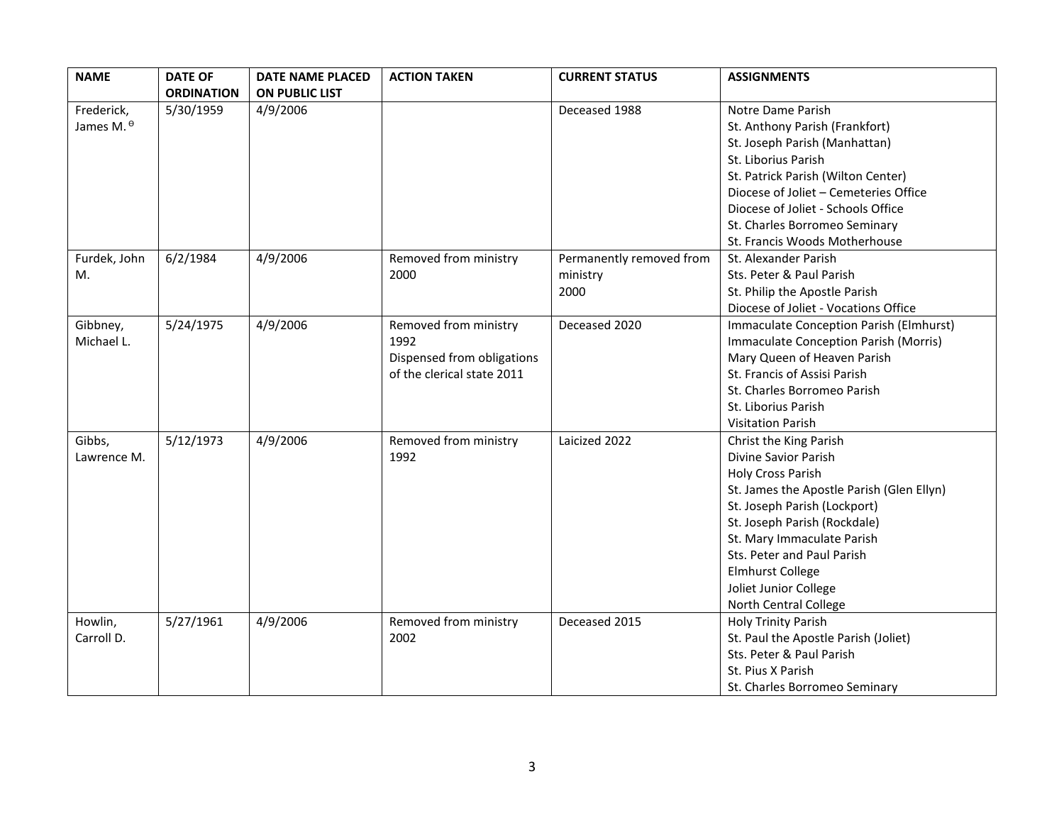| NAME | DATE OF ORDINATION | DATE NAME PLACED ON PUBLIC LIST | ACTION TAKEN | CURRENT STATUS | ASSIGNMENTS |
|---|---|---|---|---|---|
| Frederick, James M. ϴ | 5/30/1959 | 4/9/2006 | | Deceased 1988 | Notre Dame Parish<br>St. Anthony Parish (Frankfort)<br>St. Joseph Parish (Manhattan)<br>St. Liborius Parish<br>St. Patrick Parish (Wilton Center)<br>Diocese of Joliet – Cemeteries Office<br>Diocese of Joliet - Schools Office<br>St. Charles Borromeo Seminary<br>St. Francis Woods Motherhouse |
| Furdek, John M. | 6/2/1984 | 4/9/2006 | Removed from ministry 2000 | Permanently removed from ministry 2000 | St. Alexander Parish<br>Sts. Peter & Paul Parish<br>St. Philip the Apostle Parish<br>Diocese of Joliet - Vocations Office |
| Gibbney, Michael L. | 5/24/1975 | 4/9/2006 | Removed from ministry 1992<br>Dispensed from obligations of the clerical state 2011 | Deceased 2020 | Immaculate Conception Parish (Elmhurst)<br>Immaculate Conception Parish (Morris)<br>Mary Queen of Heaven Parish<br>St. Francis of Assisi Parish<br>St. Charles Borromeo Parish<br>St. Liborius Parish<br>Visitation Parish |
| Gibbs, Lawrence M. | 5/12/1973 | 4/9/2006 | Removed from ministry 1992 | Laicized 2022 | Christ the King Parish<br>Divine Savior Parish<br>Holy Cross Parish<br>St. James the Apostle Parish (Glen Ellyn)<br>St. Joseph Parish (Lockport)<br>St. Joseph Parish (Rockdale)<br>St. Mary Immaculate Parish<br>Sts. Peter and Paul Parish<br>Elmhurst College<br>Joliet Junior College<br>North Central College |
| Howlin, Carroll D. | 5/27/1961 | 4/9/2006 | Removed from ministry 2002 | Deceased 2015 | Holy Trinity Parish<br>St. Paul the Apostle Parish (Joliet)<br>Sts. Peter & Paul Parish<br>St. Pius X Parish<br>St. Charles Borromeo Seminary |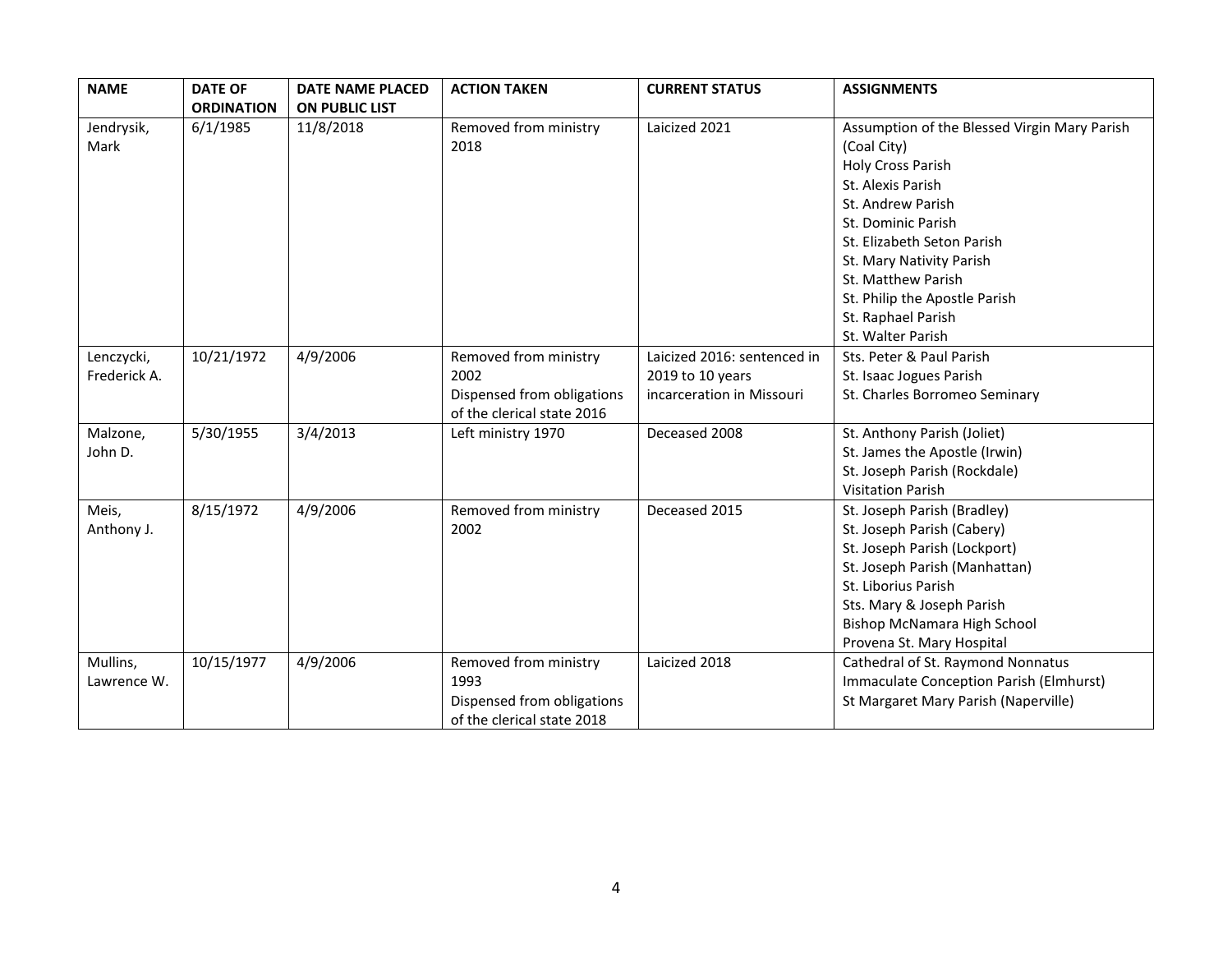| NAME | DATE OF ORDINATION | DATE NAME PLACED ON PUBLIC LIST | ACTION TAKEN | CURRENT STATUS | ASSIGNMENTS |
|---|---|---|---|---|---|
| Jendrysik, Mark | 6/1/1985 | 11/8/2018 | Removed from ministry 2018 | Laicized 2021 | Assumption of the Blessed Virgin Mary Parish (Coal City)<br>Holy Cross Parish<br>St. Alexis Parish<br>St. Andrew Parish<br>St. Dominic Parish<br>St. Elizabeth Seton Parish<br>St. Mary Nativity Parish<br>St. Matthew Parish<br>St. Philip the Apostle Parish<br>St. Raphael Parish<br>St. Walter Parish |
| Lenczycki, Frederick A. | 10/21/1972 | 4/9/2006 | Removed from ministry 2002<br>Dispensed from obligations of the clerical state 2016 | Laicized 2016: sentenced in 2019 to 10 years incarceration in Missouri | Sts. Peter & Paul Parish<br>St. Isaac Jogues Parish<br>St. Charles Borromeo Seminary |
| Malzone, John D. | 5/30/1955 | 3/4/2013 | Left ministry 1970 | Deceased 2008 | St. Anthony Parish (Joliet)<br>St. James the Apostle (Irwin)<br>St. Joseph Parish (Rockdale)<br>Visitation Parish |
| Meis, Anthony J. | 8/15/1972 | 4/9/2006 | Removed from ministry 2002 | Deceased 2015 | St. Joseph Parish (Bradley)<br>St. Joseph Parish (Cabery)<br>St. Joseph Parish (Lockport)<br>St. Joseph Parish (Manhattan)<br>St. Liborius Parish<br>Sts. Mary & Joseph Parish<br>Bishop McNamara High School<br>Provena St. Mary Hospital |
| Mullins, Lawrence W. | 10/15/1977 | 4/9/2006 | Removed from ministry 1993<br>Dispensed from obligations of the clerical state 2018 | Laicized 2018 | Cathedral of St. Raymond Nonnatus<br>Immaculate Conception Parish (Elmhurst)<br>St Margaret Mary Parish (Naperville) |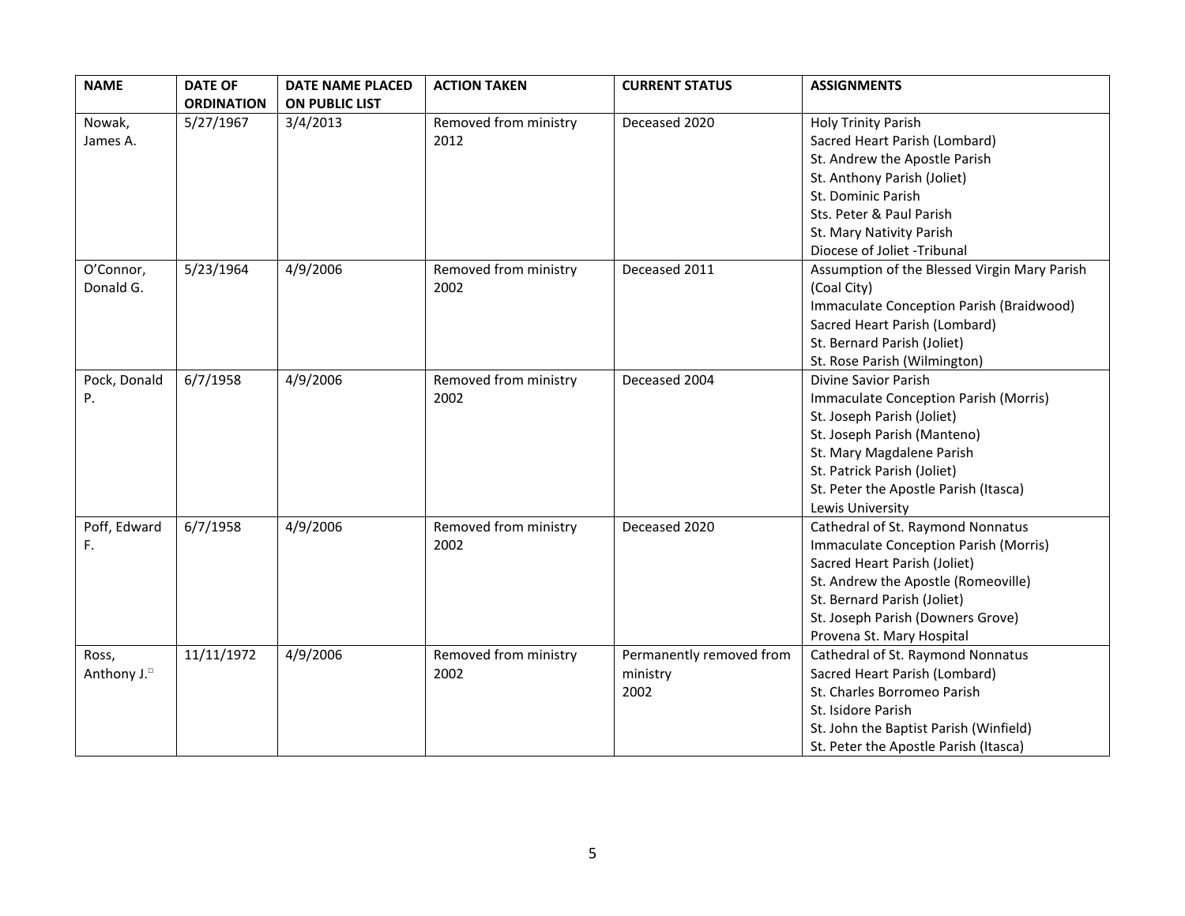| NAME | DATE OF ORDINATION | DATE NAME PLACED ON PUBLIC LIST | ACTION TAKEN | CURRENT STATUS | ASSIGNMENTS |
|---|---|---|---|---|---|
| Nowak, James A. | 5/27/1967 | 3/4/2013 | Removed from ministry 2012 | Deceased 2020 | Holy Trinity Parish<br>Sacred Heart Parish (Lombard)<br>St. Andrew the Apostle Parish<br>St. Anthony Parish (Joliet)<br>St. Dominic Parish<br>Sts. Peter & Paul Parish<br>St. Mary Nativity Parish<br>Diocese of Joliet -Tribunal |
| O'Connor, Donald G. | 5/23/1964 | 4/9/2006 | Removed from ministry 2002 | Deceased 2011 | Assumption of the Blessed Virgin Mary Parish (Coal City)<br>Immaculate Conception Parish (Braidwood)<br>Sacred Heart Parish (Lombard)<br>St. Bernard Parish (Joliet)<br>St. Rose Parish (Wilmington) |
| Pock, Donald P. | 6/7/1958 | 4/9/2006 | Removed from ministry 2002 | Deceased 2004 | Divine Savior Parish<br>Immaculate Conception Parish (Morris)<br>St. Joseph Parish (Joliet)<br>St. Joseph Parish (Manteno)<br>St. Mary Magdalene Parish<br>St. Patrick Parish (Joliet)<br>St. Peter the Apostle Parish (Itasca)<br>Lewis University |
| Poff, Edward F. | 6/7/1958 | 4/9/2006 | Removed from ministry 2002 | Deceased 2020 | Cathedral of St. Raymond Nonnatus<br>Immaculate Conception Parish (Morris)<br>Sacred Heart Parish (Joliet)<br>St. Andrew the Apostle (Romeoville)<br>St. Bernard Parish (Joliet)<br>St. Joseph Parish (Downers Grove)<br>Provena St. Mary Hospital |
| Ross, Anthony J.□ | 11/11/1972 | 4/9/2006 | Removed from ministry 2002 | Permanently removed from ministry 2002 | Cathedral of St. Raymond Nonnatus<br>Sacred Heart Parish (Lombard)<br>St. Charles Borromeo Parish<br>St. Isidore Parish<br>St. John the Baptist Parish (Winfield)<br>St. Peter the Apostle Parish (Itasca) |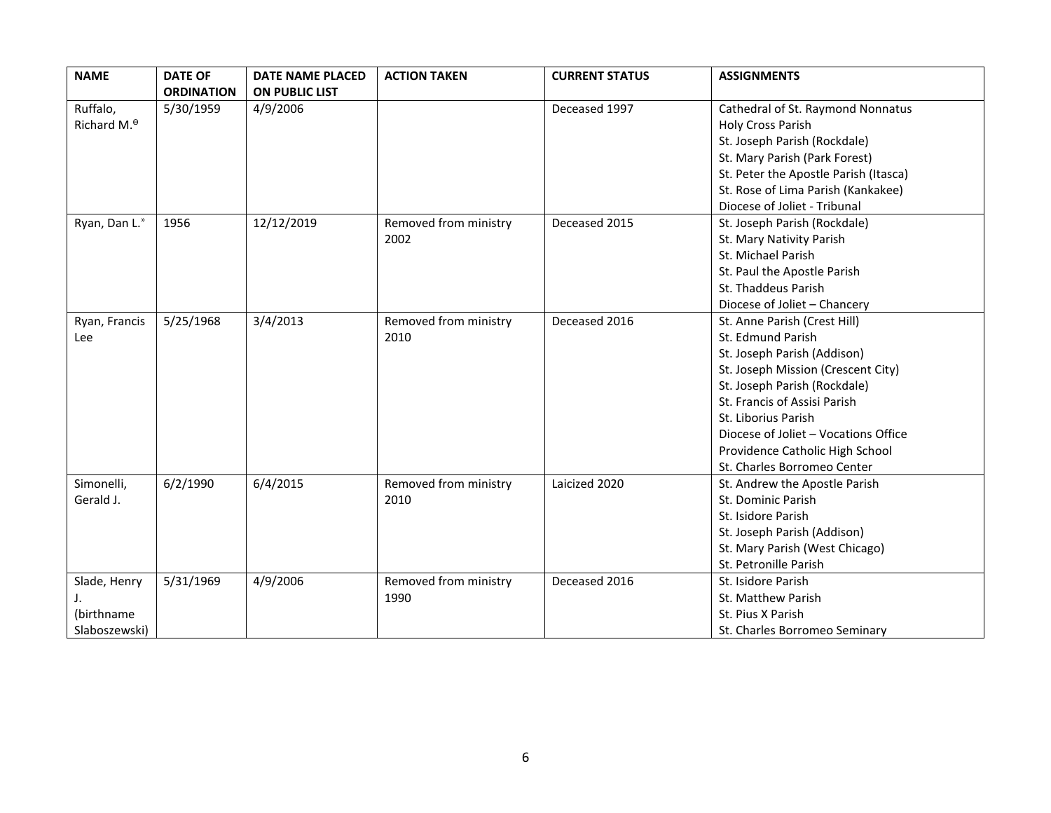| NAME | DATE OF ORDINATION | DATE NAME PLACED ON PUBLIC LIST | ACTION TAKEN | CURRENT STATUS | ASSIGNMENTS |
|---|---|---|---|---|---|
| Ruffalo, Richard M.[ϴ] | 5/30/1959 | 4/9/2006 | | Deceased 1997 | Cathedral of St. Raymond Nonnatus<br>Holy Cross Parish<br>St. Joseph Parish (Rockdale)<br>St. Mary Parish (Park Forest)<br>St. Peter the Apostle Parish (Itasca)<br>St. Rose of Lima Parish (Kankakee)<br>Diocese of Joliet - Tribunal |
| Ryan, Dan L.[»] | 1956 | 12/12/2019 | Removed from ministry 2002 | Deceased 2015 | St. Joseph Parish (Rockdale)<br>St. Mary Nativity Parish<br>St. Michael Parish<br>St. Paul the Apostle Parish<br>St. Thaddeus Parish<br>Diocese of Joliet – Chancery |
| Ryan, Francis Lee | 5/25/1968 | 3/4/2013 | Removed from ministry 2010 | Deceased 2016 | St. Anne Parish (Crest Hill)<br>St. Edmund Parish<br>St. Joseph Parish (Addison)<br>St. Joseph Mission (Crescent City)<br>St. Joseph Parish (Rockdale)<br>St. Francis of Assisi Parish<br>St. Liborius Parish<br>Diocese of Joliet – Vocations Office<br>Providence Catholic High School<br>St. Charles Borromeo Center |
| Simonelli, Gerald J. | 6/2/1990 | 6/4/2015 | Removed from ministry 2010 | Laicized 2020 | St. Andrew the Apostle Parish<br>St. Dominic Parish<br>St. Isidore Parish<br>St. Joseph Parish (Addison)<br>St. Mary Parish (West Chicago)<br>St. Petronille Parish |
| Slade, Henry J. (birthname Slaboszewski) | 5/31/1969 | 4/9/2006 | Removed from ministry 1990 | Deceased 2016 | St. Isidore Parish<br>St. Matthew Parish<br>St. Pius X Parish<br>St. Charles Borromeo Seminary |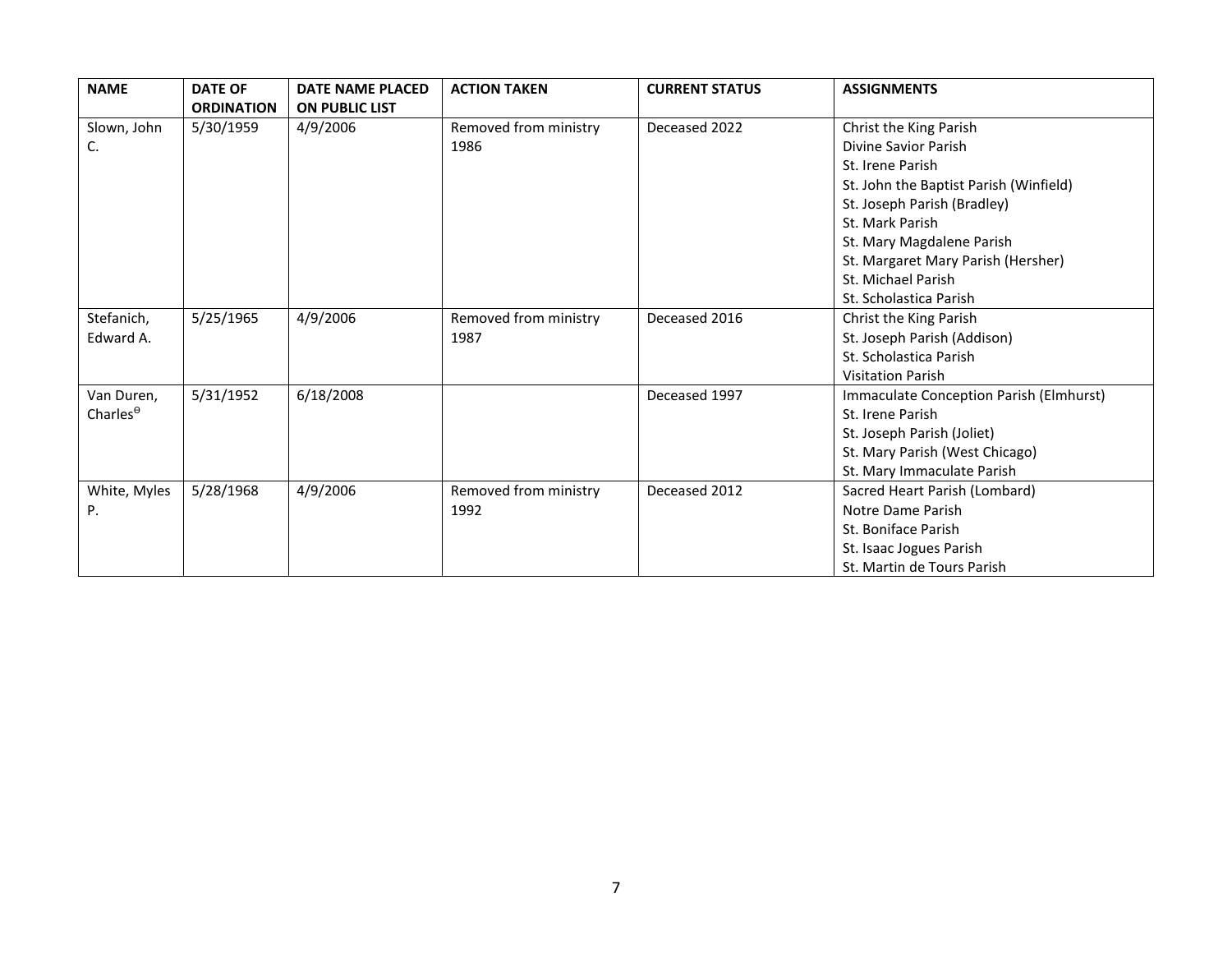| NAME | DATE OF ORDINATION | DATE NAME PLACED ON PUBLIC LIST | ACTION TAKEN | CURRENT STATUS | ASSIGNMENTS |
|---|---|---|---|---|---|
| Slown, John C. | 5/30/1959 | 4/9/2006 | Removed from ministry 1986 | Deceased 2022 | Christ the King Parish<br>Divine Savior Parish<br>St. Irene Parish<br>St. John the Baptist Parish (Winfield)<br>St. Joseph Parish (Bradley)<br>St. Mark Parish<br>St. Mary Magdalene Parish<br>St. Margaret Mary Parish (Hersher)<br>St. Michael Parish<br>St. Scholastica Parish |
| Stefanich, Edward A. | 5/25/1965 | 4/9/2006 | Removed from ministry 1987 | Deceased 2016 | Christ the King Parish<br>St. Joseph Parish (Addison)<br>St. Scholastica Parish<br>Visitation Parish |
| Van Duren, Charles[ϴ] | 5/31/1952 | 6/18/2008 | | Deceased 1997 | Immaculate Conception Parish (Elmhurst)<br>St. Irene Parish<br>St. Joseph Parish (Joliet)<br>St. Mary Parish (West Chicago)<br>St. Mary Immaculate Parish |
| White, Myles P. | 5/28/1968 | 4/9/2006 | Removed from ministry 1992 | Deceased 2012 | Sacred Heart Parish (Lombard)<br>Notre Dame Parish<br>St. Boniface Parish<br>St. Isaac Jogues Parish<br>St. Martin de Tours Parish |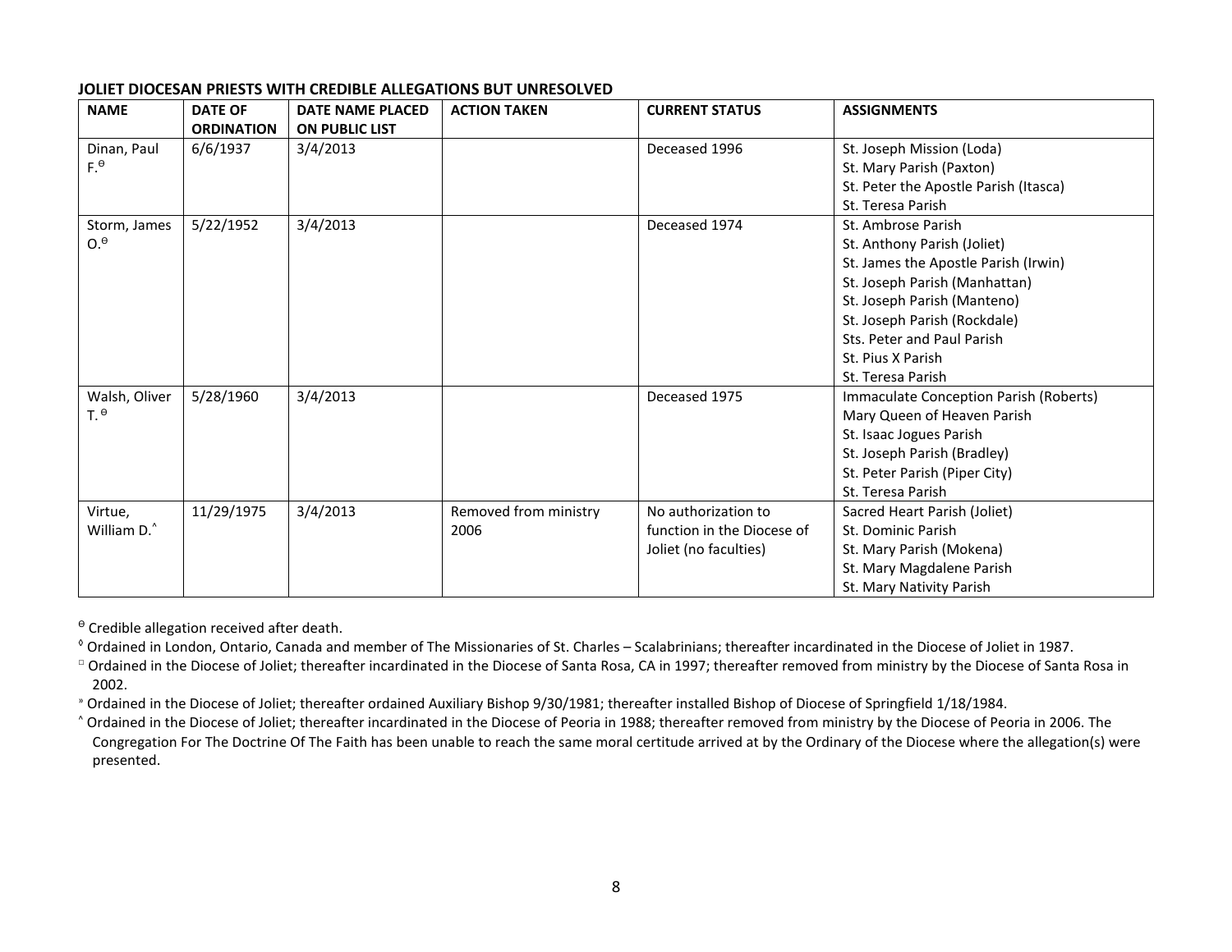**JOLIET DIOCESAN PRIESTS WITH CREDIBLE ALLEGATIONS BUT UNRESOLVED**

| NAME | DATE OF ORDINATION | DATE NAME PLACED ON PUBLIC LIST | ACTION TAKEN | CURRENT STATUS | ASSIGNMENTS |
|---|---|---|---|---|---|
| Dinan, Paul F.ᶿ | 6/6/1937 | 3/4/2013 | | Deceased 1996 | St. Joseph Mission (Loda)<br>St. Mary Parish (Paxton)<br>St. Peter the Apostle Parish (Itasca)<br>St. Teresa Parish |
| Storm, James O.ᶿ | 5/22/1952 | 3/4/2013 | | Deceased 1974 | St. Ambrose Parish<br>St. Anthony Parish (Joliet)<br>St. James the Apostle Parish (Irwin)<br>St. Joseph Parish (Manhattan)<br>St. Joseph Parish (Manteno)<br>St. Joseph Parish (Rockdale)<br>Sts. Peter and Paul Parish<br>St. Pius X Parish<br>St. Teresa Parish |
| Walsh, Oliver T. ᶿ | 5/28/1960 | 3/4/2013 | | Deceased 1975 | Immaculate Conception Parish (Roberts)<br>Mary Queen of Heaven Parish<br>St. Isaac Jogues Parish<br>St. Joseph Parish (Bradley)<br>St. Peter Parish (Piper City)<br>St. Teresa Parish |
| Virtue, William D.^ | 11/29/1975 | 3/4/2013 | Removed from ministry 2006 | No authorization to function in the Diocese of Joliet (no faculties) | Sacred Heart Parish (Joliet)<br>St. Dominic Parish<br>St. Mary Parish (Mokena)<br>St. Mary Magdalene Parish<br>St. Mary Nativity Parish |

ᶿ Credible allegation received after death.

◊ Ordained in London, Ontario, Canada and member of The Missionaries of St. Charles – Scalabrinians; thereafter incardinated in the Diocese of Joliet in 1987.

□ Ordained in the Diocese of Joliet; thereafter incardinated in the Diocese of Santa Rosa, CA in 1997; thereafter removed from ministry by the Diocese of Santa Rosa in 2002.

» Ordained in the Diocese of Joliet; thereafter ordained Auxiliary Bishop 9/30/1981; thereafter installed Bishop of Diocese of Springfield 1/18/1984.

^ Ordained in the Diocese of Joliet; thereafter incardinated in the Diocese of Peoria in 1988; thereafter removed from ministry by the Diocese of Peoria in 2006. The Congregation For The Doctrine Of The Faith has been unable to reach the same moral certitude arrived at by the Ordinary of the Diocese where the allegation(s) were presented.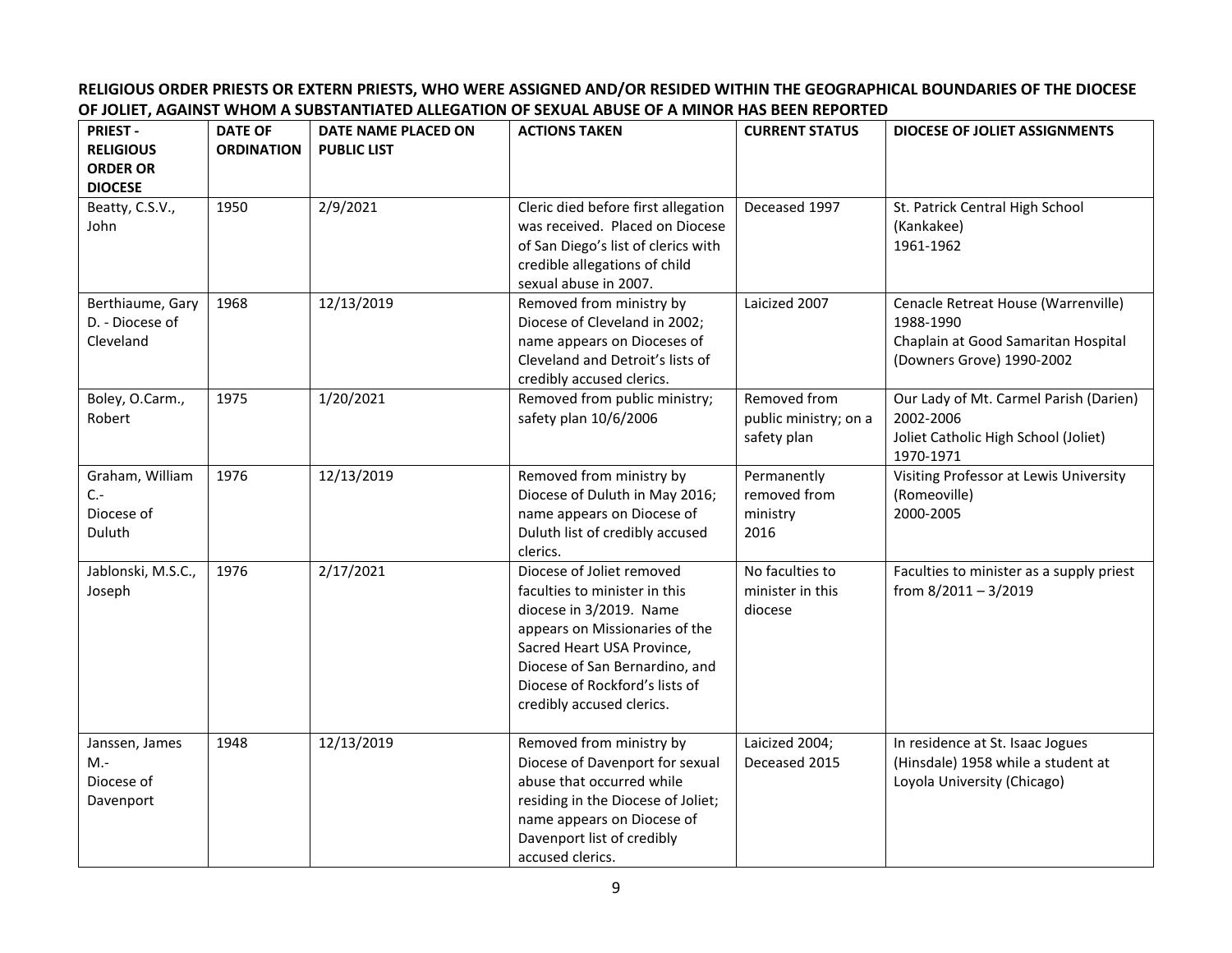**RELIGIOUS ORDER PRIESTS OR EXTERN PRIESTS, WHO WERE ASSIGNED AND/OR RESIDED WITHIN THE GEOGRAPHICAL BOUNDARIES OF THE DIOCESE OF JOLIET, AGAINST WHOM A SUBSTANTIATED ALLEGATION OF SEXUAL ABUSE OF A MINOR HAS BEEN REPORTED**

| PRIEST - RELIGIOUS ORDER OR DIOCESE | DATE OF ORDINATION | DATE NAME PLACED ON PUBLIC LIST | ACTIONS TAKEN | CURRENT STATUS | DIOCESE OF JOLIET ASSIGNMENTS |
|---|---|---|---|---|---|
| Beatty, C.S.V., John | 1950 | 2/9/2021 | Cleric died before first allegation was received. Placed on Diocese of San Diego's list of clerics with credible allegations of child sexual abuse in 2007. | Deceased 1997 | St. Patrick Central High School (Kankakee) 1961-1962 |
| Berthiaume, Gary D. - Diocese of Cleveland | 1968 | 12/13/2019 | Removed from ministry by Diocese of Cleveland in 2002; name appears on Dioceses of Cleveland and Detroit's lists of credibly accused clerics. | Laicized 2007 | Cenacle Retreat House (Warrenville) 1988-1990<br>Chaplain at Good Samaritan Hospital (Downers Grove) 1990-2002 |
| Boley, O.Carm., Robert | 1975 | 1/20/2021 | Removed from public ministry; safety plan 10/6/2006 | Removed from public ministry; on a safety plan | Our Lady of Mt. Carmel Parish (Darien) 2002-2006<br>Joliet Catholic High School (Joliet) 1970-1971 |
| Graham, William C.- Diocese of Duluth | 1976 | 12/13/2019 | Removed from ministry by Diocese of Duluth in May 2016; name appears on Diocese of Duluth list of credibly accused clerics. | Permanently removed from ministry 2016 | Visiting Professor at Lewis University (Romeoville) 2000-2005 |
| Jablonski, M.S.C., Joseph | 1976 | 2/17/2021 | Diocese of Joliet removed faculties to minister in this diocese in 3/2019. Name appears on Missionaries of the Sacred Heart USA Province, Diocese of San Bernardino, and Diocese of Rockford's lists of credibly accused clerics. | No faculties to minister in this diocese | Faculties to minister as a supply priest from 8/2011 – 3/2019 |
| Janssen, James M.- Diocese of Davenport | 1948 | 12/13/2019 | Removed from ministry by Diocese of Davenport for sexual abuse that occurred while residing in the Diocese of Joliet; name appears on Diocese of Davenport list of credibly accused clerics. | Laicized 2004; Deceased 2015 | In residence at St. Isaac Jogues (Hinsdale) 1958 while a student at Loyola University (Chicago) |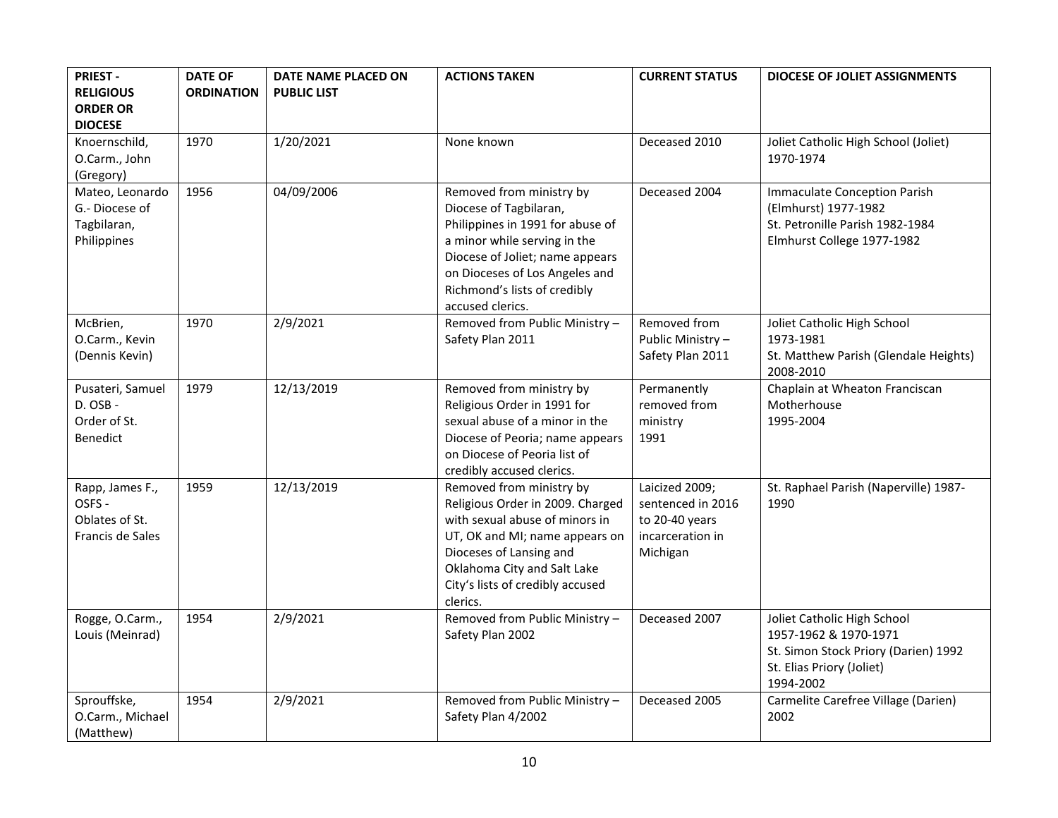| PRIEST - RELIGIOUS ORDER OR DIOCESE | DATE OF ORDINATION | DATE NAME PLACED ON PUBLIC LIST | ACTIONS TAKEN | CURRENT STATUS | DIOCESE OF JOLIET ASSIGNMENTS |
|---|---|---|---|---|---|
| Knoernschild, O.Carm., John (Gregory) | 1970 | 1/20/2021 | None known | Deceased 2010 | Joliet Catholic High School (Joliet) 1970-1974 |
| Mateo, Leonardo G.- Diocese of Tagbilaran, Philippines | 1956 | 04/09/2006 | Removed from ministry by Diocese of Tagbilaran, Philippines in 1991 for abuse of a minor while serving in the Diocese of Joliet; name appears on Dioceses of Los Angeles and Richmond's lists of credibly accused clerics. | Deceased 2004 | Immaculate Conception Parish (Elmhurst) 1977-1982<br>St. Petronille Parish 1982-1984<br>Elmhurst College 1977-1982 |
| McBrien, O.Carm., Kevin (Dennis Kevin) | 1970 | 2/9/2021 | Removed from Public Ministry – Safety Plan 2011 | Removed from Public Ministry – Safety Plan 2011 | Joliet Catholic High School 1973-1981<br>St. Matthew Parish (Glendale Heights) 2008-2010 |
| Pusateri, Samuel D. OSB - Order of St. Benedict | 1979 | 12/13/2019 | Removed from ministry by Religious Order in 1991 for sexual abuse of a minor in the Diocese of Peoria; name appears on Diocese of Peoria list of credibly accused clerics. | Permanently removed from ministry 1991 | Chaplain at Wheaton Franciscan Motherhouse 1995-2004 |
| Rapp, James F., OSFS - Oblates of St. Francis de Sales | 1959 | 12/13/2019 | Removed from ministry by Religious Order in 2009. Charged with sexual abuse of minors in UT, OK and MI; name appears on Dioceses of Lansing and Oklahoma City and Salt Lake City's lists of credibly accused clerics. | Laicized 2009; sentenced in 2016 to 20-40 years incarceration in Michigan | St. Raphael Parish (Naperville) 1987-1990 |
| Rogge, O.Carm., Louis (Meinrad) | 1954 | 2/9/2021 | Removed from Public Ministry – Safety Plan 2002 | Deceased 2007 | Joliet Catholic High School 1957-1962 & 1970-1971<br>St. Simon Stock Priory (Darien) 1992<br>St. Elias Priory (Joliet) 1994-2002 |
| Sprouffske, O.Carm., Michael (Matthew) | 1954 | 2/9/2021 | Removed from Public Ministry – Safety Plan 4/2002 | Deceased 2005 | Carmelite Carefree Village (Darien) 2002 |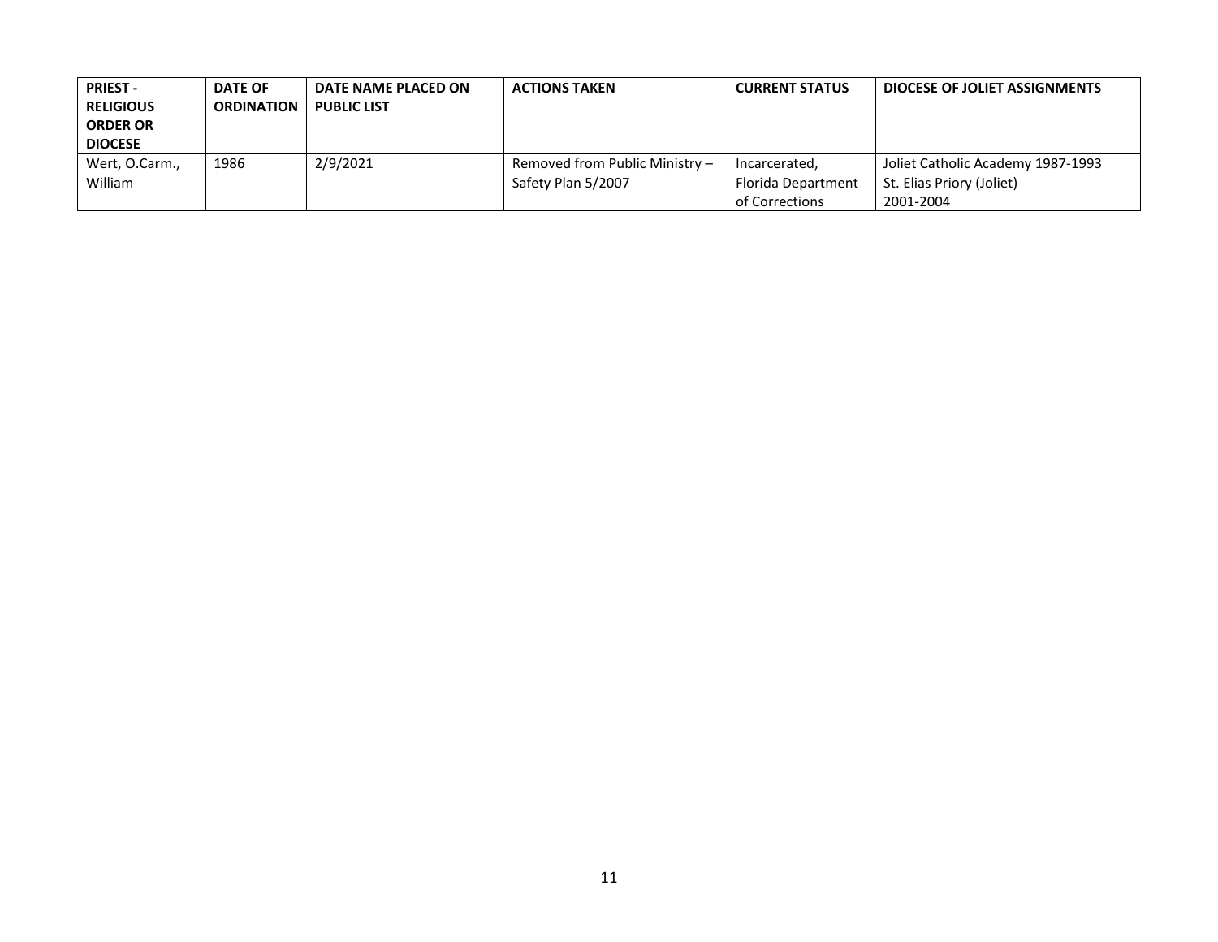| PRIEST - RELIGIOUS ORDER OR DIOCESE | DATE OF ORDINATION | DATE NAME PLACED ON PUBLIC LIST | ACTIONS TAKEN | CURRENT STATUS | DIOCESE OF JOLIET ASSIGNMENTS |
|---|---|---|---|---|---|
| Wert, O.Carm., William | 1986 | 2/9/2021 | Removed from Public Ministry – Safety Plan 5/2007 | Incarcerated, Florida Department of Corrections | Joliet Catholic Academy 1987-1993<br>St. Elias Priory (Joliet) 2001-2004 |